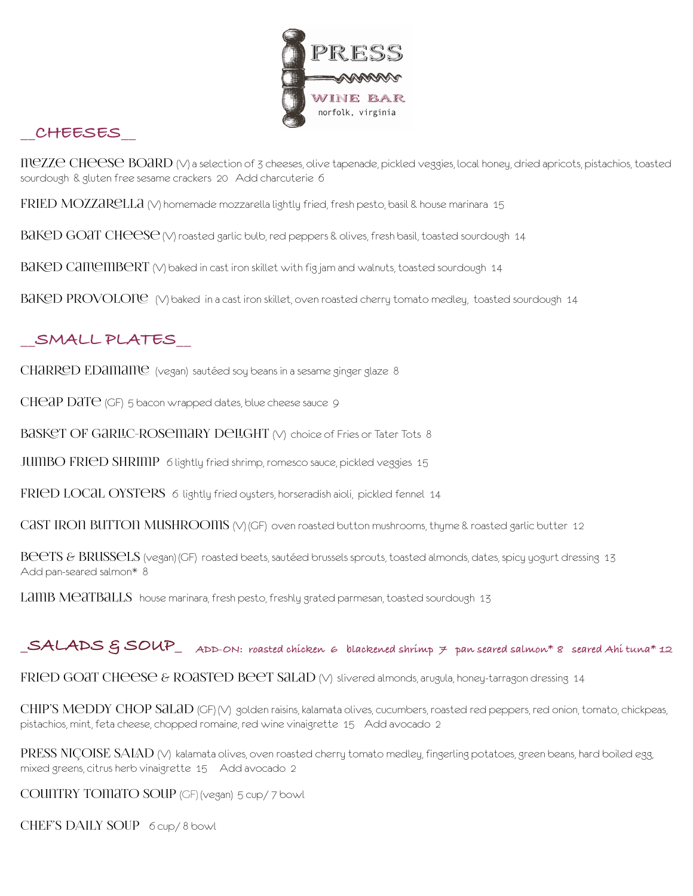PRESS

WINE BAR

norfolk, virginia

## __CHEESES__

**MEZZE CHEESE BOARD** (V) a selection of 3 cheeses, olive tapenade, pickled veggies, local honey, dried apricots, pistachios, toasted sourdough & gluten free sesame crackers 20 Add charcuterie 6

**FRIED MOZZARELLA** (V) homemade mozzarella lightly fried, fresh pesto, basil & house marinara 15

**BAKED GOAT CHEESE** (V) roasted garlic bulb, red peppers & olives, fresh basil, toasted sourdough 14

**BAKED CAMEMBERT** (V) baked in cast iron skillet with fig jam and walnuts, toasted sourdough 14

**BAKED PROVOLONE** (V) baked in a cast iron skillet, oven roasted cherry tomato medley, toasted sourdough 14

## __SMALL PLATES__

**CHARRED EDAMAME** (vegan) sautéed soy beans in a sesame ginger glaze 8

**CHEAP DATE** (GF) 5 bacon wrapped dates, blue cheese sauce 9

**BASKET OF GARLIC-ROSEMARY DELIGHT** (V) choice of Fries or Tater Tots 8

**JUMBO FRIED SHRIMP** 6 lightly fried shrimp, romesco sauce, pickled veggies 15

**FRIED LOCAL OYSTERS** 6 lightly fried oysters, horseradish aioli, pickled fennel 14

**CAST IRON BUTTON MUSHROOMS** (V) (GF) oven roasted button mushrooms, thyme & roasted garlic butter 12

**BEETS & BRUSSELS** (vegan) (GF) roasted beets, sautéed brussels sprouts, toasted almonds, dates, spicy yogurt dressing 13
Add pan-seared salmon* 8

**LAMB MEATBALLS** house marinara, fresh pesto, freshly grated parmesan, toasted sourdough 13

## _SALADS & SOUP_

ADD-ON: roasted chicken 6 blackened shrimp 7 pan seared salmon* 8 seared Ahi tuna* 12

**FRIED GOAT CHEESE & ROASTED BEET SALAD** (V) slivered almonds, arugula, honey-tarragon dressing 14

**CHIP'S MEDDY CHOP SALAD** (GF) (V) golden raisins, kalamata olives, cucumbers, roasted red peppers, red onion, tomato, chickpeas, pistachios, mint, feta cheese, chopped romaine, red wine vinaigrette 15 Add avocado 2

**PRESS NIÇOISE SALAD** (V) kalamata olives, oven roasted cherry tomato medley, fingerling potatoes, green beans, hard boiled egg, mixed greens, citrus herb vinaigrette 15 Add avocado 2

**COUNTRY TOMATO SOUP** (GF) (vegan) 5 cup/ 7 bowl

**CHEF'S DAILY SOUP** 6 cup/ 8 bowl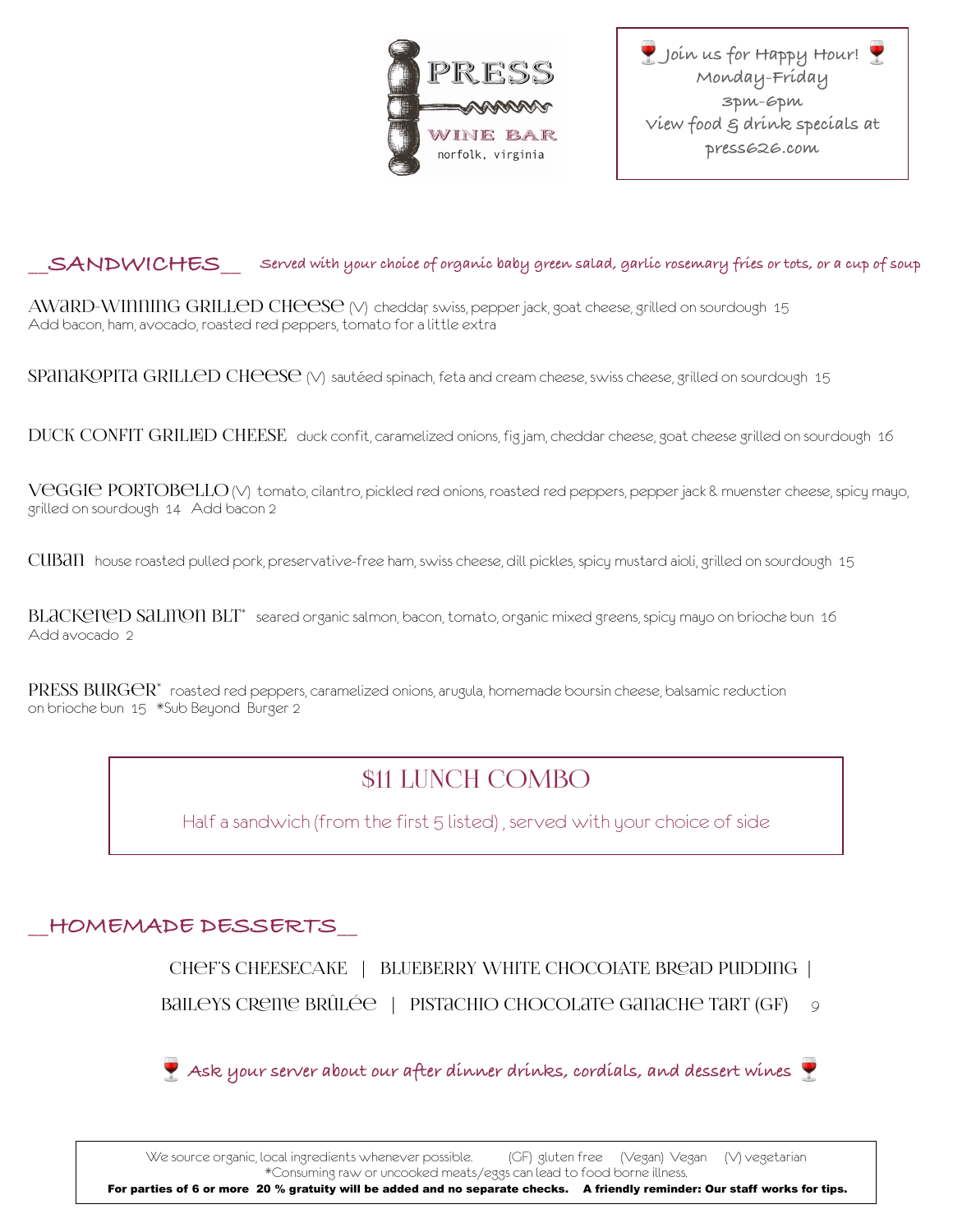PRESS WINE BAR
norfolk, virginia

🍷 Join us for Happy Hour! 🍷
Monday-Friday
3pm-6pm
View food & drink specials at
press626.com

## __SANDWICHES__

*Served with your choice of organic baby green salad, garlic rosemary fries or tots, or a cup of soup*

**AWARD-WINNING GRILLED CHEESE** (V) cheddar, swiss, pepper jack, goat cheese, grilled on sourdough 15
Add bacon, ham, avocado, roasted red peppers, tomato for a little extra

**SPANAKOPITA GRILLED CHEESE** (V) sautéed spinach, feta and cream cheese, swiss cheese, grilled on sourdough 15

**DUCK CONFIT GRILLED CHEESE** duck confit, caramelized onions, fig jam, cheddar cheese, goat cheese grilled on sourdough 16

**VEGGIE PORTOBELLO** (V) tomato, cilantro, pickled red onions, roasted red peppers, pepper jack & muenster cheese, spicy mayo, grilled on sourdough 14 Add bacon 2

**CUBAN** house roasted pulled pork, preservative-free ham, swiss cheese, dill pickles, spicy mustard aioli, grilled on sourdough 15

**BLACKENED SALMON BLT*** seared organic salmon, bacon, tomato, organic mixed greens, spicy mayo on brioche bun 16
Add avocado 2

**PRESS BURGER*** roasted red peppers, caramelized onions, arugula, homemade boursin cheese, balsamic reduction on brioche bun 15 *Sub Beyond Burger 2

### $11 LUNCH COMBO

Half a sandwich (from the first 5 listed) , served with your choice of side

## __HOMEMADE DESSERTS__

CHEF'S CHEESECAKE | BLUEBERRY WHITE CHOCOLATE BREAD PUDDING |
BAILEYS CREME BRÛLÉE | PISTACHIO CHOCOLATE GANACHE TART (GF) 9

🍷 *Ask your server about our after dinner drinks, cordials, and dessert wines* 🍷

We source organic, local ingredients whenever possible. (GF) gluten free (Vegan) Vegan (V) vegetarian
*Consuming raw or uncooked meats/eggs can lead to food borne illness.
**For parties of 6 or more 20 % gratuity will be added and no separate checks. A friendly reminder: Our staff works for tips.**